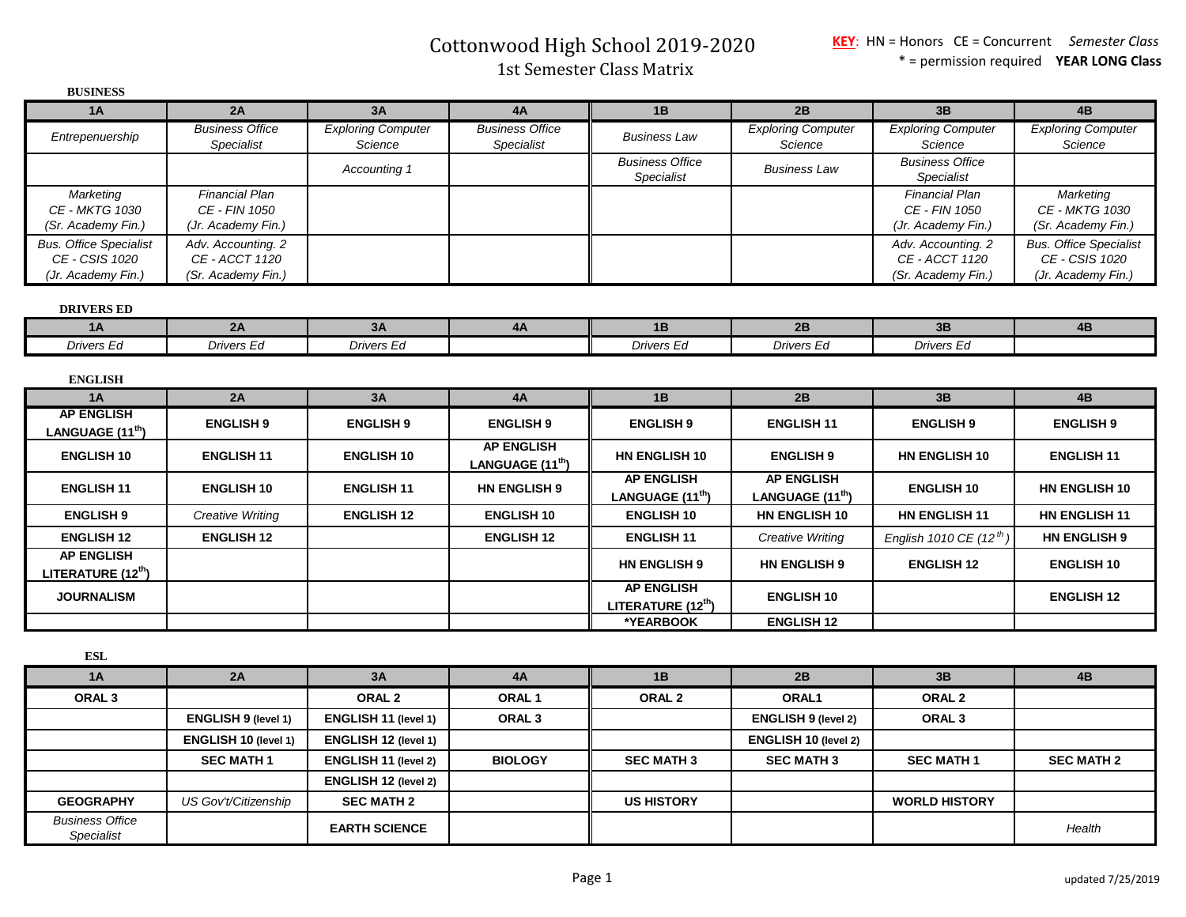# Cottonwood High School 2019-2020

## 1st Semester Class Matrix

**KEY**: HN = Honors CE = Concurrent *Semester Class*
\* = permission required **YEAR LONG Class**

### BUSINESS

| 1A | 2A | 3A | 4A | 1B | 2B | 3B | 4B |
|---|---|---|---|---|---|---|---|
| *Entrepenuership* | *Business Office Specialist* | *Exploring Computer Science* | *Business Office Specialist* | *Business Law* | *Exploring Computer Science* | *Exploring Computer Science* | *Exploring Computer Science* |
| | | *Accounting 1* | | *Business Office Specialist* | *Business Law* | *Business Office Specialist* | |
| *Marketing CE - MKTG 1030 (Sr. Academy Fin.)* | *Financial Plan CE - FIN 1050 (Jr. Academy Fin.)* | | | | | *Financial Plan CE - FIN 1050 (Jr. Academy Fin.)* | *Marketing CE - MKTG 1030 (Sr. Academy Fin.)* |
| *Bus. Office Specialist CE - CSIS 1020 (Jr. Academy Fin.)* | *Adv. Accounting. 2 CE - ACCT 1120 (Sr. Academy Fin.)* | | | | | *Adv. Accounting. 2 CE - ACCT 1120 (Sr. Academy Fin.)* | *Bus. Office Specialist CE - CSIS 1020 (Jr. Academy Fin.)* |

### DRIVERS ED

| 1A | 2A | 3A | 4A | 1B | 2B | 3B | 4B |
|---|---|---|---|---|---|---|---|
| *Drivers Ed* | *Drivers Ed* | *Drivers Ed* | | *Drivers Ed* | *Drivers Ed* | *Drivers Ed* | |

### ENGLISH

| 1A | 2A | 3A | 4A | 1B | 2B | 3B | 4B |
|---|---|---|---|---|---|---|---|
| **AP ENGLISH LANGUAGE (11th)** | **ENGLISH 9** | **ENGLISH 9** | **ENGLISH 9** | **ENGLISH 9** | **ENGLISH 11** | **ENGLISH 9** | **ENGLISH 9** |
| **ENGLISH 10** | **ENGLISH 11** | **ENGLISH 10** | **AP ENGLISH LANGUAGE (11th)** | **HN ENGLISH 10** | **ENGLISH 9** | **HN ENGLISH 10** | **ENGLISH 11** |
| **ENGLISH 11** | **ENGLISH 10** | **ENGLISH 11** | **HN ENGLISH 9** | **AP ENGLISH LANGUAGE (11th)** | **AP ENGLISH LANGUAGE (11th)** | **ENGLISH 10** | **HN ENGLISH 10** |
| **ENGLISH 9** | *Creative Writing* | **ENGLISH 12** | **ENGLISH 10** | **ENGLISH 10** | **HN ENGLISH 10** | **HN ENGLISH 11** | **HN ENGLISH 11** |
| **ENGLISH 12** | **ENGLISH 12** | | **ENGLISH 12** | **ENGLISH 11** | *Creative Writing* | *English 1010 CE (12th)* | **HN ENGLISH 9** |
| **AP ENGLISH LITERATURE (12th)** | | | | **HN ENGLISH 9** | **HN ENGLISH 9** | **ENGLISH 12** | **ENGLISH 10** |
| **JOURNALISM** | | | | **AP ENGLISH LITERATURE (12th)** | **ENGLISH 10** | | **ENGLISH 12** |
| | | | | **\*YEARBOOK** | **ENGLISH 12** | | |

### ESL

| 1A | 2A | 3A | 4A | 1B | 2B | 3B | 4B |
|---|---|---|---|---|---|---|---|
| **ORAL 3** | | **ORAL 2** | **ORAL 1** | **ORAL 2** | **ORAL1** | **ORAL 2** | |
| | **ENGLISH 9 (level 1)** | **ENGLISH 11 (level 1)** | **ORAL 3** | | **ENGLISH 9 (level 2)** | **ORAL 3** | |
| | **ENGLISH 10 (level 1)** | **ENGLISH 12 (level 1)** | | | **ENGLISH 10 (level 2)** | | |
| | **SEC MATH 1** | **ENGLISH 11 (level 2)** | **BIOLOGY** | **SEC MATH 3** | **SEC MATH 3** | **SEC MATH 1** | **SEC MATH 2** |
| | | **ENGLISH 12 (level 2)** | | | | | |
| **GEOGRAPHY** | *US Gov't/Citizenship* | **SEC MATH 2** | | **US HISTORY** | | **WORLD HISTORY** | |
| *Business Office Specialist* | | **EARTH SCIENCE** | | | | | *Health* |

updated 7/25/2019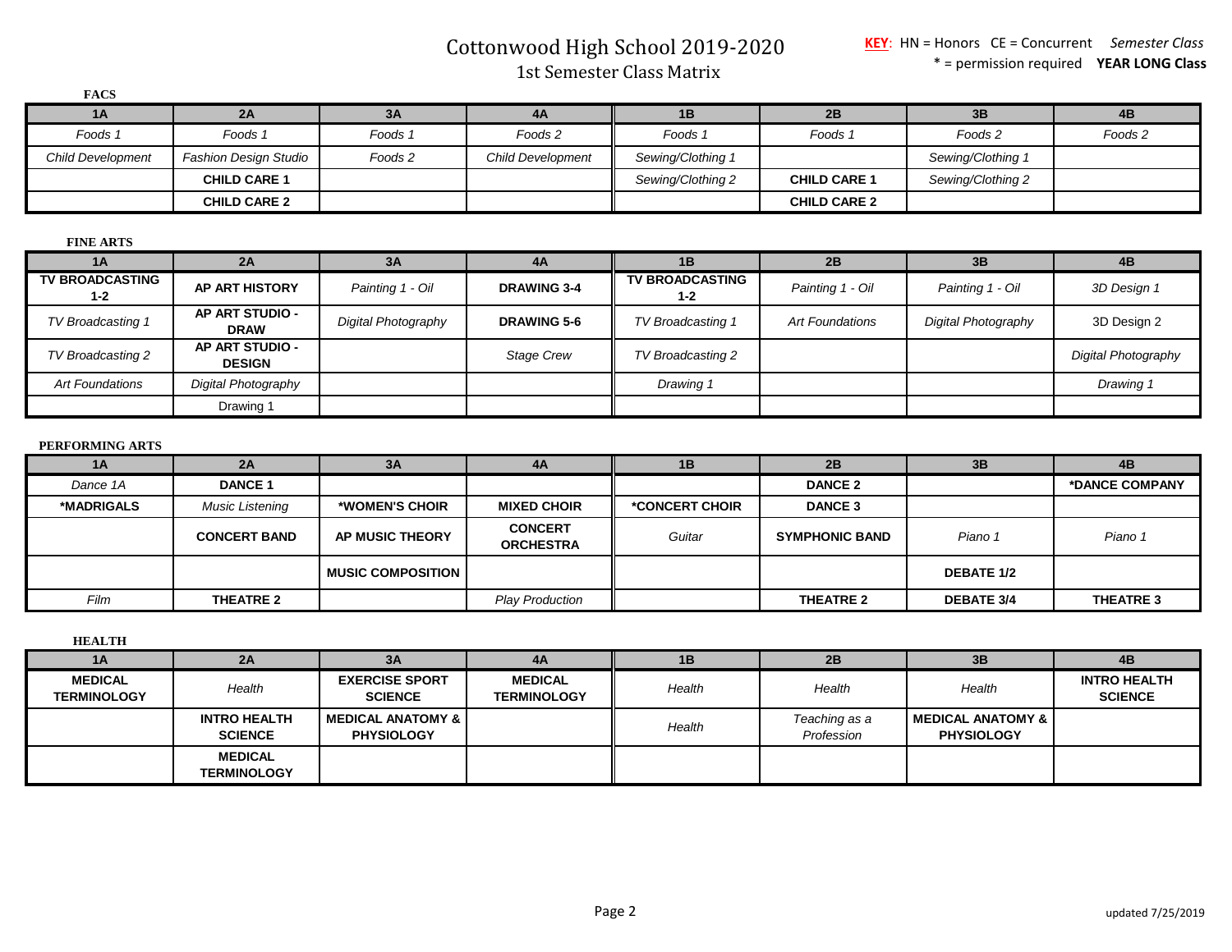# Cottonwood High School 2019-2020

1st Semester Class Matrix

**KEY**: HN = Honors CE = Concurrent *Semester Class*
\* = permission required **YEAR LONG Class**

**FACS**

| 1A | 2A | 3A | 4A | 1B | 2B | 3B | 4B |
|---|---|---|---|---|---|---|---|
| *Foods 1* | *Foods 1* | *Foods 1* | *Foods 2* | *Foods 1* | *Foods 1* | *Foods 2* | *Foods 2* |
| *Child Development* | *Fashion Design Studio* | *Foods 2* | *Child Development* | *Sewing/Clothing 1* | | *Sewing/Clothing 1* | |
| | **CHILD CARE 1** | | | *Sewing/Clothing 2* | **CHILD CARE 1** | *Sewing/Clothing 2* | |
| | **CHILD CARE 2** | | | | **CHILD CARE 2** | | |

**FINE ARTS**

| 1A | 2A | 3A | 4A | 1B | 2B | 3B | 4B |
|---|---|---|---|---|---|---|---|
| **TV BROADCASTING 1-2** | **AP ART HISTORY** | *Painting 1 - Oil* | **DRAWING 3-4** | **TV BROADCASTING 1-2** | *Painting 1 - Oil* | *Painting 1 - Oil* | *3D Design 1* |
| *TV Broadcasting 1* | **AP ART STUDIO - DRAW** | *Digital Photography* | **DRAWING 5-6** | *TV Broadcasting 1* | *Art Foundations* | *Digital Photography* | 3D Design 2 |
| *TV Broadcasting 2* | **AP ART STUDIO - DESIGN** | | *Stage Crew* | *TV Broadcasting 2* | | | *Digital Photography* |
| *Art Foundations* | *Digital Photography* | | | *Drawing 1* | | | *Drawing 1* |
| | Drawing 1 | | | | | | |

**PERFORMING ARTS**

| 1A | 2A | 3A | 4A | 1B | 2B | 3B | 4B |
|---|---|---|---|---|---|---|---|
| *Dance 1A* | **DANCE 1** | | | | **DANCE 2** | | **\*DANCE COMPANY** |
| **\*MADRIGALS** | *Music Listening* | **\*WOMEN'S CHOIR** | **MIXED CHOIR** | **\*CONCERT CHOIR** | **DANCE 3** | | |
| | **CONCERT BAND** | **AP MUSIC THEORY** | **CONCERT ORCHESTRA** | *Guitar* | **SYMPHONIC BAND** | *Piano 1* | *Piano 1* |
| | | **MUSIC COMPOSITION** | | | | **DEBATE 1/2** | |
| *Film* | **THEATRE 2** | | *Play Production* | | **THEATRE 2** | **DEBATE 3/4** | **THEATRE 3** |

**HEALTH**

| 1A | 2A | 3A | 4A | 1B | 2B | 3B | 4B |
|---|---|---|---|---|---|---|---|
| **MEDICAL TERMINOLOGY** | *Health* | **EXERCISE SPORT SCIENCE** | **MEDICAL TERMINOLOGY** | *Health* | *Health* | *Health* | **INTRO HEALTH SCIENCE** |
| | **INTRO HEALTH SCIENCE** | **MEDICAL ANATOMY & PHYSIOLOGY** | | *Health* | *Teaching as a Profession* | **MEDICAL ANATOMY & PHYSIOLOGY** | |
| | **MEDICAL TERMINOLOGY** | | | | | | |

updated 7/25/2019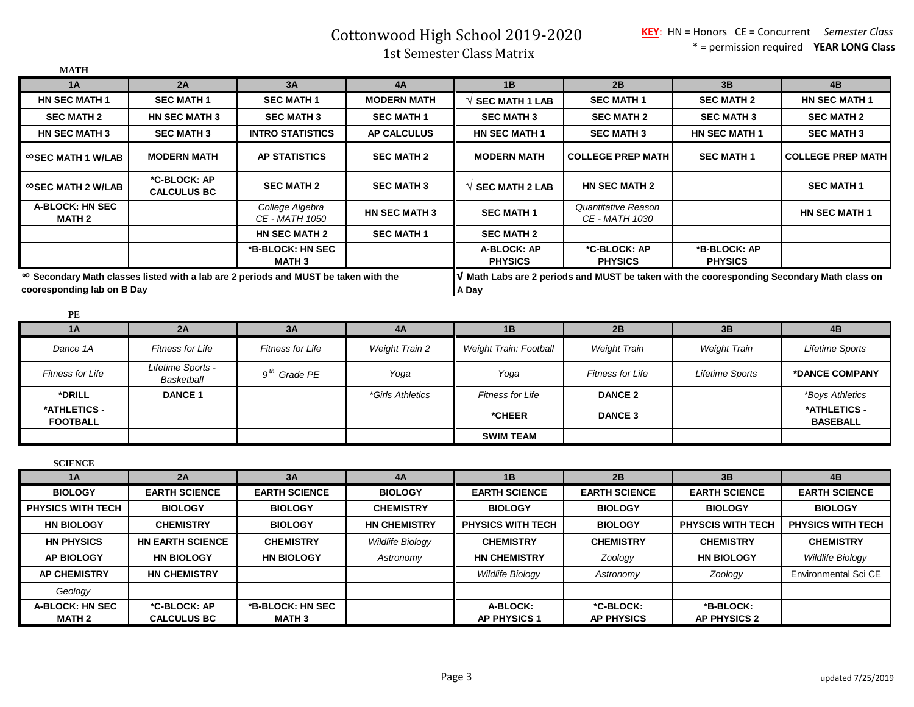# Cottonwood High School 2019-2020

## 1st Semester Class Matrix

**KEY**: HN = Honors CE = Concurrent *Semester Class*
\* = permission required **YEAR LONG Class**

### MATH

| 1A | 2A | 3A | 4A | 1B | 2B | 3B | 4B |
|---|---|---|---|---|---|---|---|
| **HN SEC MATH 1** | **SEC MATH 1** | **SEC MATH 1** | **MODERN MATH** | **√ SEC MATH 1 LAB** | **SEC MATH 1** | **SEC MATH 2** | **HN SEC MATH 1** |
| **SEC MATH 2** | **HN SEC MATH 3** | **SEC MATH 3** | **SEC MATH 1** | **SEC MATH 3** | **SEC MATH 2** | **SEC MATH 3** | **SEC MATH 2** |
| **HN SEC MATH 3** | **SEC MATH 3** | **INTRO STATISTICS** | **AP CALCULUS** | **HN SEC MATH 1** | **SEC MATH 3** | **HN SEC MATH 1** | **SEC MATH 3** |
| **∞SEC MATH 1 W/LAB** | **MODERN MATH** | **AP STATISTICS** | **SEC MATH 2** | **MODERN MATH** | **COLLEGE PREP MATH** | **SEC MATH 1** | **COLLEGE PREP MATH** |
| **∞SEC MATH 2 W/LAB** | **\*C-BLOCK: AP CALCULUS BC** | **SEC MATH 2** | **SEC MATH 3** | **√ SEC MATH 2 LAB** | **HN SEC MATH 2** | | **SEC MATH 1** |
| **A-BLOCK: HN SEC MATH 2** | | *College Algebra CE - MATH 1050* | **HN SEC MATH 3** | **SEC MATH 1** | *Quantitative Reason CE - MATH 1030* | | **HN SEC MATH 1** |
| | | **HN SEC MATH 2** | **SEC MATH 1** | **SEC MATH 2** | | | |
| | | **\*B-BLOCK: HN SEC MATH 3** | | **A-BLOCK: AP PHYSICS** | **\*C-BLOCK: AP PHYSICS** | **\*B-BLOCK: AP PHYSICS** | |

**∞ Secondary Math classes listed with a lab are 2 periods and MUST be taken with the cooresponding lab on B Day**

**√ Math Labs are 2 periods and MUST be taken with the cooresponding Secondary Math class on A Day**

### PE

| 1A | 2A | 3A | 4A | 1B | 2B | 3B | 4B |
|---|---|---|---|---|---|---|---|
| *Dance 1A* | *Fitness for Life* | *Fitness for Life* | *Weight Train 2* | *Weight Train: Football* | *Weight Train* | *Weight Train* | *Lifetime Sports* |
| *Fitness for Life* | *Lifetime Sports - Basketball* | *9th Grade PE* | *Yoga* | *Yoga* | *Fitness for Life* | *Lifetime Sports* | **\*DANCE COMPANY** |
| **\*DRILL** | **DANCE 1** | | *\*Girls Athletics* | *Fitness for Life* | **DANCE 2** | | *\*Boys Athletics* |
| **\*ATHLETICS - FOOTBALL** | | | | **\*CHEER** | **DANCE 3** | | **\*ATHLETICS - BASEBALL** |
| | | | | **SWIM TEAM** | | | |

### SCIENCE

| 1A | 2A | 3A | 4A | 1B | 2B | 3B | 4B |
|---|---|---|---|---|---|---|---|
| **BIOLOGY** | **EARTH SCIENCE** | **EARTH SCIENCE** | **BIOLOGY** | **EARTH SCIENCE** | **EARTH SCIENCE** | **EARTH SCIENCE** | **EARTH SCIENCE** |
| **PHYSICS WITH TECH** | **BIOLOGY** | **BIOLOGY** | **CHEMISTRY** | **BIOLOGY** | **BIOLOGY** | **BIOLOGY** | **BIOLOGY** |
| **HN BIOLOGY** | **CHEMISTRY** | **BIOLOGY** | **HN CHEMISTRY** | **PHYSICS WITH TECH** | **BIOLOGY** | **PHYSCIS WITH TECH** | **PHYSICS WITH TECH** |
| **HN PHYSICS** | **HN EARTH SCIENCE** | **CHEMISTRY** | *Wildlife Biology* | **CHEMISTRY** | **CHEMISTRY** | **CHEMISTRY** | **CHEMISTRY** |
| **AP BIOLOGY** | **HN BIOLOGY** | **HN BIOLOGY** | *Astronomy* | **HN CHEMISTRY** | *Zoology* | **HN BIOLOGY** | *Wildlife Biology* |
| **AP CHEMISTRY** | **HN CHEMISTRY** | | | *Wildlife Biology* | *Astronomy* | *Zoology* | Environmental Sci CE |
| *Geology* | | | | | | | |
| **A-BLOCK: HN SEC MATH 2** | **\*C-BLOCK: AP CALCULUS BC** | **\*B-BLOCK: HN SEC MATH 3** | | **A-BLOCK: AP PHYSICS 1** | **\*C-BLOCK: AP PHYSICS** | **\*B-BLOCK: AP PHYSICS 2** | |

updated 7/25/2019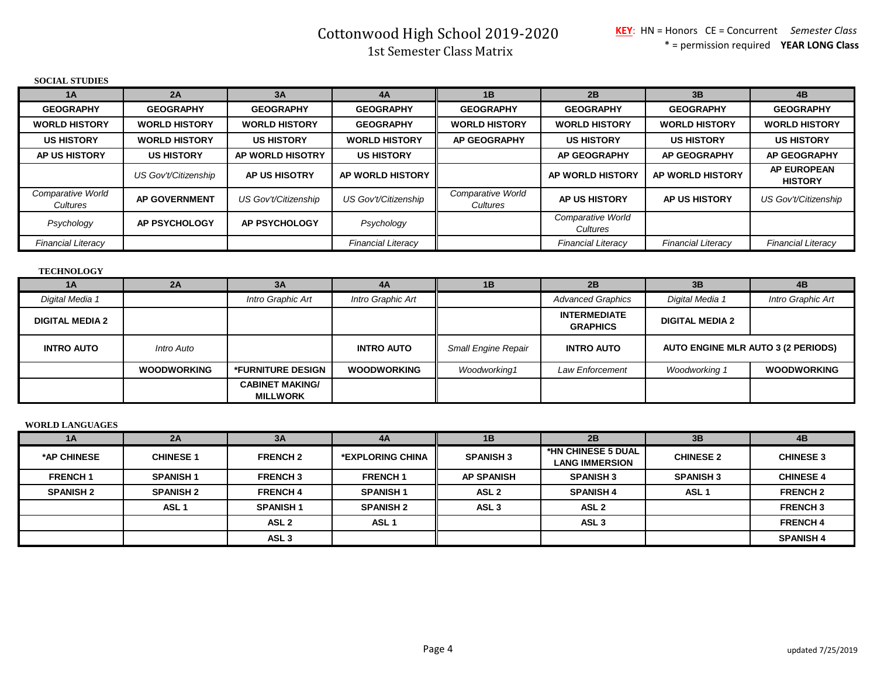# Cottonwood High School 2019-2020
## 1st Semester Class Matrix

**KEY**: HN = Honors CE = Concurrent *Semester Class*
\* = permission required **YEAR LONG Class**

**SOCIAL STUDIES**

| 1A | 2A | 3A | 4A | 1B | 2B | 3B | 4B |
|---|---|---|---|---|---|---|---|
| **GEOGRAPHY** | **GEOGRAPHY** | **GEOGRAPHY** | **GEOGRAPHY** | **GEOGRAPHY** | **GEOGRAPHY** | **GEOGRAPHY** | **GEOGRAPHY** |
| **WORLD HISTORY** | **WORLD HISTORY** | **WORLD HISTORY** | **GEOGRAPHY** | **WORLD HISTORY** | **WORLD HISTORY** | **WORLD HISTORY** | **WORLD HISTORY** |
| **US HISTORY** | **WORLD HISTORY** | **US HISTORY** | **WORLD HISTORY** | **AP GEOGRAPHY** | **US HISTORY** | **US HISTORY** | **US HISTORY** |
| **AP US HISTORY** | **US HISTORY** | **AP WORLD HISOTRY** | **US HISTORY** | | **AP GEOGRAPHY** | **AP GEOGRAPHY** | **AP GEOGRAPHY** |
| | *US Gov't/Citizenship* | **AP US HISOTRY** | **AP WORLD HISTORY** | | **AP WORLD HISTORY** | **AP WORLD HISTORY** | **AP EUROPEAN HISTORY** |
| *Comparative World Cultures* | **AP GOVERNMENT** | *US Gov't/Citizenship* | *US Gov't/Citizenship* | *Comparative World Cultures* | **AP US HISTORY** | **AP US HISTORY** | *US Gov't/Citizenship* |
| *Psychology* | **AP PSYCHOLOGY** | **AP PSYCHOLOGY** | *Psychology* | | *Comparative World Cultures* | | |
| *Financial Literacy* | | | *Financial Literacy* | | *Financial Literacy* | *Financial Literacy* | *Financial Literacy* |

**TECHNOLOGY**

| 1A | 2A | 3A | 4A | 1B | 2B | 3B | 4B |
|---|---|---|---|---|---|---|---|
| *Digital Media 1* | | *Intro Graphic Art* | *Intro Graphic Art* | | *Advanced Graphics* | *Digital Media 1* | *Intro Graphic Art* |
| **DIGITAL MEDIA 2** | | | | | **INTERMEDIATE GRAPHICS** | **DIGITAL MEDIA 2** | |
| **INTRO AUTO** | *Intro Auto* | | **INTRO AUTO** | *Small Engine Repair* | **INTRO AUTO** | **AUTO ENGINE MLR AUTO 3 (2 PERIODS)** | |
| | **WOODWORKING** | **\*FURNITURE DESIGN** | **WOODWORKING** | *Woodworking1* | *Law Enforcement* | *Woodworking 1* | **WOODWORKING** |
| | | **CABINET MAKING/ MILLWORK** | | | | | |

**WORLD LANGUAGES**

| 1A | 2A | 3A | 4A | 1B | 2B | 3B | 4B |
|---|---|---|---|---|---|---|---|
| **\*AP CHINESE** | **CHINESE 1** | **FRENCH 2** | **\*EXPLORING CHINA** | **SPANISH 3** | **\*HN CHINESE 5 DUAL LANG IMMERSION** | **CHINESE 2** | **CHINESE 3** |
| **FRENCH 1** | **SPANISH 1** | **FRENCH 3** | **FRENCH 1** | **AP SPANISH** | **SPANISH 3** | **SPANISH 3** | **CHINESE 4** |
| **SPANISH 2** | **SPANISH 2** | **FRENCH 4** | **SPANISH 1** | **ASL 2** | **SPANISH 4** | **ASL 1** | **FRENCH 2** |
| | **ASL 1** | **SPANISH 1** | **SPANISH 2** | **ASL 3** | **ASL 2** | | **FRENCH 3** |
| | | **ASL 2** | **ASL 1** | | **ASL 3** | | **FRENCH 4** |
| | | **ASL 3** | | | | | **SPANISH 4** |

updated 7/25/2019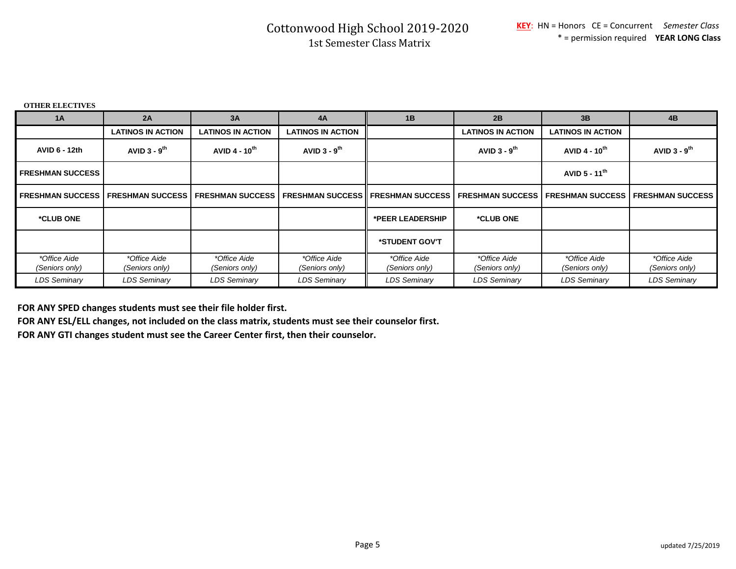# Cottonwood High School 2019-2020

1st Semester Class Matrix

**KEY**: HN = Honors CE = Concurrent *Semester Class*
\* = permission required **YEAR LONG Class**

**OTHER ELECTIVES**

| 1A | 2A | 3A | 4A | 1B | 2B | 3B | 4B |
|---|---|---|---|---|---|---|---|
| | **LATINOS IN ACTION** | **LATINOS IN ACTION** | **LATINOS IN ACTION** | | **LATINOS IN ACTION** | **LATINOS IN ACTION** | |
| **AVID 6 - 12th** | **AVID 3 - 9th** | **AVID 4 - 10th** | **AVID 3 - 9th** | | **AVID 3 - 9th** | **AVID 4 - 10th** | **AVID 3 - 9th** |
| **FRESHMAN SUCCESS** | | | | | | **AVID 5 - 11th** | |
| **FRESHMAN SUCCESS** | **FRESHMAN SUCCESS** | **FRESHMAN SUCCESS** | **FRESHMAN SUCCESS** | **FRESHMAN SUCCESS** | **FRESHMAN SUCCESS** | **FRESHMAN SUCCESS** | **FRESHMAN SUCCESS** |
| **\*CLUB ONE** | | | | **\*PEER LEADERSHIP** | **\*CLUB ONE** | | |
| | | | | **\*STUDENT GOV'T** | | | |
| *\*Office Aide (Seniors only)* | *\*Office Aide (Seniors only)* | *\*Office Aide (Seniors only)* | *\*Office Aide (Seniors only)* | *\*Office Aide (Seniors only)* | *\*Office Aide (Seniors only)* | *\*Office Aide (Seniors only)* | *\*Office Aide (Seniors only)* |
| *LDS Seminary* | *LDS Seminary* | *LDS Seminary* | *LDS Seminary* | *LDS Seminary* | *LDS Seminary* | *LDS Seminary* | *LDS Seminary* |

**FOR ANY SPED changes students must see their file holder first.**

**FOR ANY ESL/ELL changes, not included on the class matrix, students must see their counselor first.**

**FOR ANY GTI changes student must see the Career Center first, then their counselor.**

updated 7/25/2019